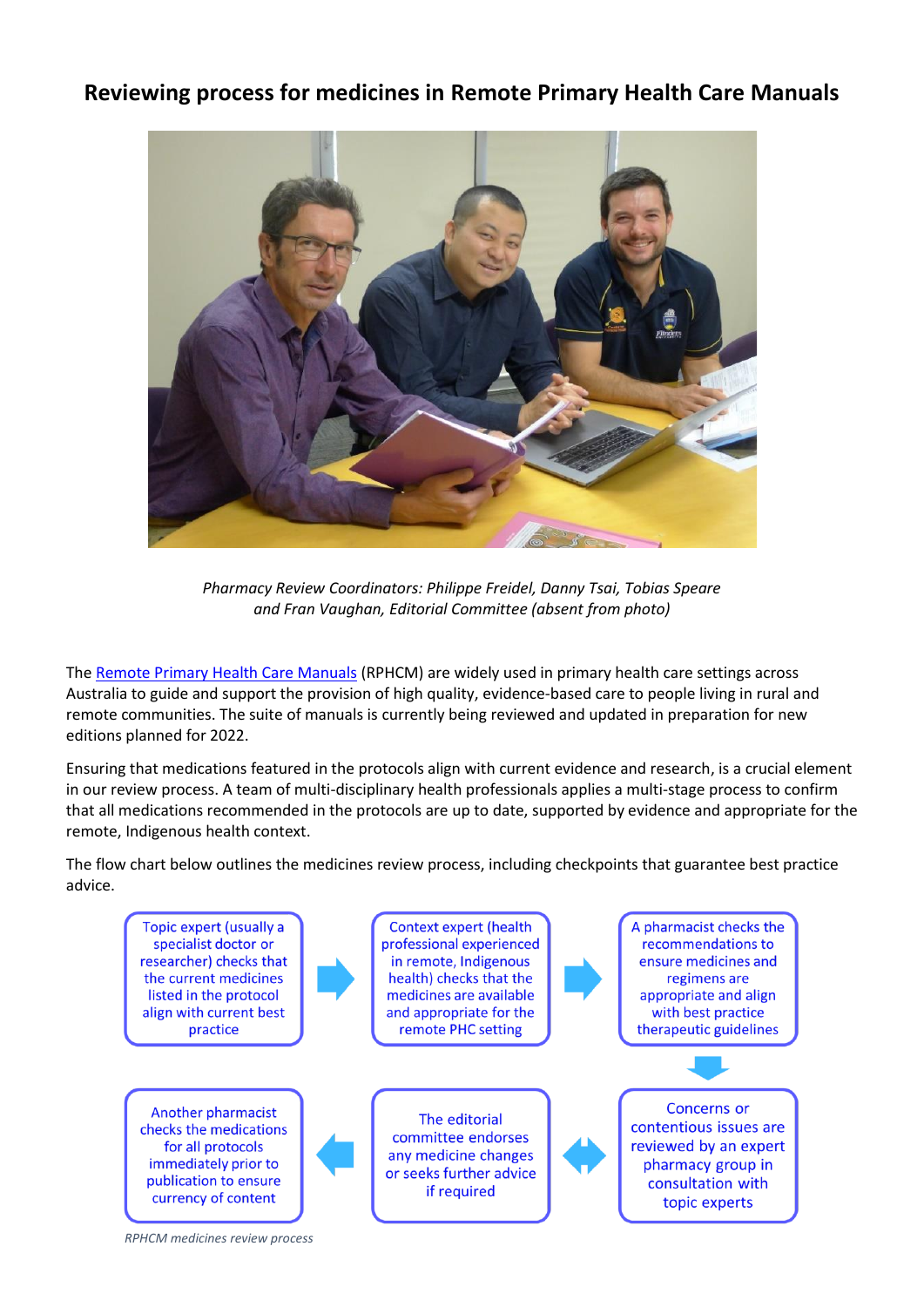# Reviewing process for medicines in Remote Primary Health Care Manuals

*Pharmacy Review Coordinators: Philippe Freidel, Danny Tsai, Tobias Speare and Fran Vaughan, Editorial Committee (absent from photo)*

The Remote Primary Health Care Manuals (RPHCM) are widely used in primary health care settings across Australia to guide and support the provision of high quality, evidence-based care to people living in rural and remote communities. The suite of manuals is currently being reviewed and updated in preparation for new editions planned for 2022.

Ensuring that medications featured in the protocols align with current evidence and research, is a crucial element in our review process. A team of multi-disciplinary health professionals applies a multi-stage process to confirm that all medications recommended in the protocols are up to date, supported by evidence and appropriate for the remote, Indigenous health context.

The flow chart below outlines the medicines review process, including checkpoints that guarantee best practice advice.

1. Topic expert (usually a specialist doctor or researcher) checks that the current medicines listed in the protocol align with current best practice
2. Context expert (health professional experienced in remote, Indigenous health) checks that the medicines are available and appropriate for the remote PHC setting
3. A pharmacist checks the recommendations to ensure medicines and regimens are appropriate and align with best practice therapeutic guidelines
4. Concerns or contentious issues are reviewed by an expert pharmacy group in consultation with topic experts
5. The editorial committee endorses any medicine changes or seeks further advice if required
6. Another pharmacist checks the medications for all protocols immediately prior to publication to ensure currency of content

*RPHCM medicines review process*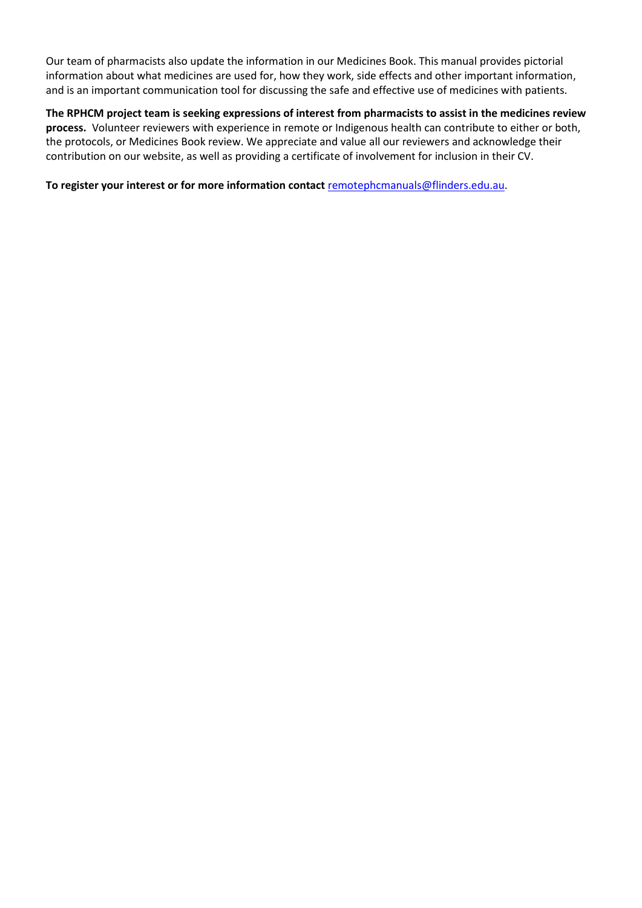Our team of pharmacists also update the information in our Medicines Book. This manual provides pictorial information about what medicines are used for, how they work, side effects and other important information, and is an important communication tool for discussing the safe and effective use of medicines with patients.

**The RPHCM project team is seeking expressions of interest from pharmacists to assist in the medicines review process.** Volunteer reviewers with experience in remote or Indigenous health can contribute to either or both, the protocols, or Medicines Book review. We appreciate and value all our reviewers and acknowledge their contribution on our website, as well as providing a certificate of involvement for inclusion in their CV.

**To register your interest or for more information contact** remotephcmanuals@flinders.edu.au.